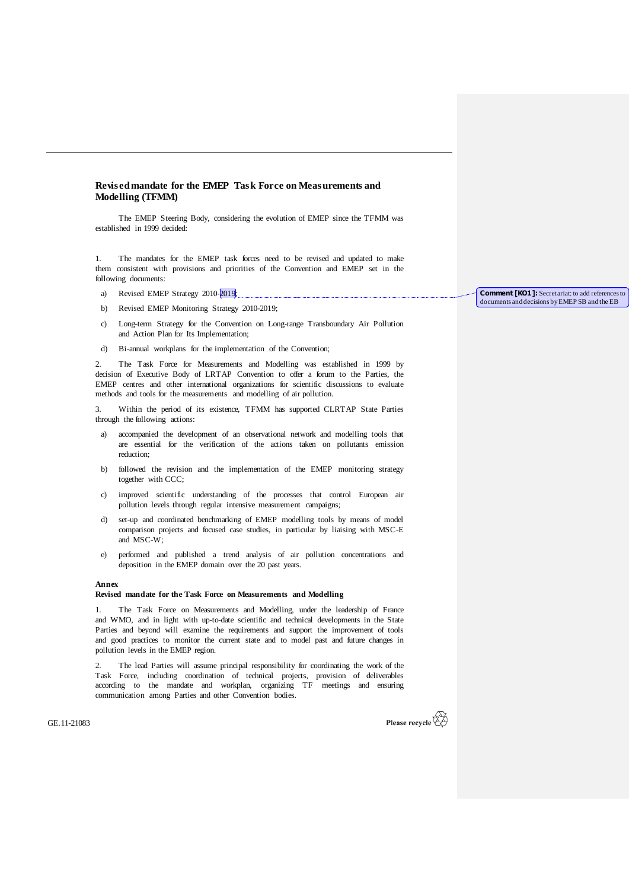## Revised mandate for the EMEP Task Force on Measurements and Modelling (TFMM)

The EMEP Steering Body, considering the evolution of EMEP since the TFMM was established in 1999 decided:

1. The mandates for the EMEP task forces need to be revised and updated to make them consistent with provisions and priorities of the Convention and EMEP set in the following documents:

   a) Revised EMEP Strategy 2010-2019;

   b) Revised EMEP Monitoring Strategy 2010-2019;

   c) Long-term Strategy for the Convention on Long-range Transboundary Air Pollution and Action Plan for Its Implementation;

   d) Bi-annual workplans for the implementation of the Convention;

**Comment [KO1]:** Secretariat: to add references to documents and decisions by EMEP SB and the EB

2. The Task Force for Measurements and Modelling was established in 1999 by decision of Executive Body of LRTAP Convention to offer a forum to the Parties, the EMEP centres and other international organizations for scientific discussions to evaluate methods and tools for the measurements and modelling of air pollution.

3. Within the period of its existence, TFMM has supported CLRTAP State Parties through the following actions:

   a) accompanied the development of an observational network and modelling tools that are essential for the verification of the actions taken on pollutants emission reduction;

   b) followed the revision and the implementation of the EMEP monitoring strategy together with CCC;

   c) improved scientific understanding of the processes that control European air pollution levels through regular intensive measurement campaigns;

   d) set-up and coordinated benchmarking of EMEP modelling tools by means of model comparison projects and focused case studies, in particular by liaising with MSC-E and MSC-W;

   e) performed and published a trend analysis of air pollution concentrations and deposition in the EMEP domain over the 20 past years.

**Annex**

**Revised mandate for the Task Force on Measurements and Modelling**

1. The Task Force on Measurements and Modelling, under the leadership of France and WMO, and in light with up-to-date scientific and technical developments in the State Parties and beyond will examine the requirements and support the improvement of tools and good practices to monitor the current state and to model past and future changes in pollution levels in the EMEP region.

2. The lead Parties will assume principal responsibility for coordinating the work of the Task Force, including coordination of technical projects, provision of deliverables according to the mandate and workplan, organizing TF meetings and ensuring communication among Parties and other Convention bodies.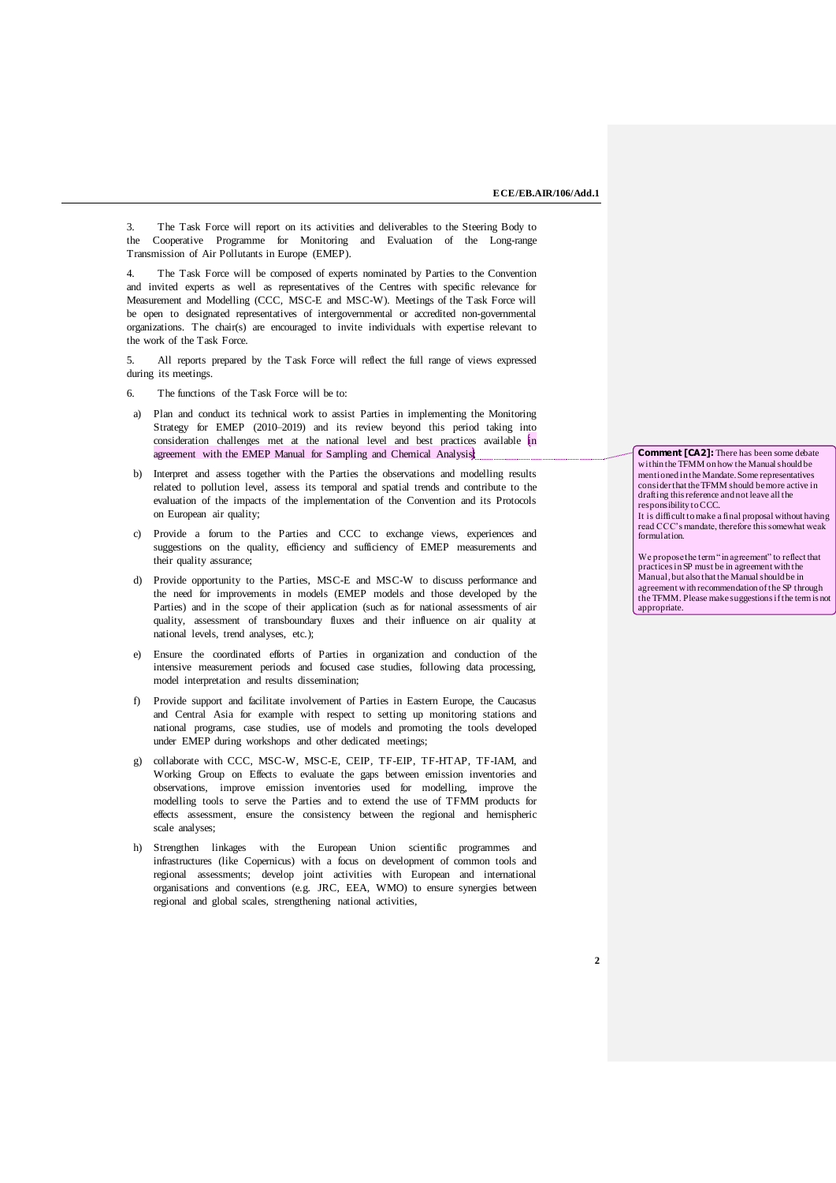3. The Task Force will report on its activities and deliverables to the Steering Body to the Cooperative Programme for Monitoring and Evaluation of the Long-range Transmission of Air Pollutants in Europe (EMEP).

4. The Task Force will be composed of experts nominated by Parties to the Convention and invited experts as well as representatives of the Centres with specific relevance for Measurement and Modelling (CCC, MSC-E and MSC-W). Meetings of the Task Force will be open to designated representatives of intergovernmental or accredited non-governmental organizations. The chair(s) are encouraged to invite individuals with expertise relevant to the work of the Task Force.

5. All reports prepared by the Task Force will reflect the full range of views expressed during its meetings.

6. The functions of the Task Force will be to:

a) Plan and conduct its technical work to assist Parties in implementing the Monitoring Strategy for EMEP (2010–2019) and its review beyond this period taking into consideration challenges met at the national level and best practices available in agreement with the EMEP Manual for Sampling and Chemical Analysis;

> **Comment [CA2]:** There has been some debate within the TFMM on how the Manual should be mentioned in the Mandate. Some representatives consider that the TFMM should be more active in drafting this reference and not leave all the responsibility to CCC.
> It is difficult to make a final proposal without having read CCC's mandate, therefore this somewhat weak formulation.
>
> We propose the term "in agreement" to reflect that practices in SP must be in agreement with the Manual, but also that the Manual should be in agreement with recommendation of the SP through the TFMM. Please make suggestions if the term is not appropriate.

b) Interpret and assess together with the Parties the observations and modelling results related to pollution level, assess its temporal and spatial trends and contribute to the evaluation of the impacts of the implementation of the Convention and its Protocols on European air quality;

c) Provide a forum to the Parties and CCC to exchange views, experiences and suggestions on the quality, efficiency and sufficiency of EMEP measurements and their quality assurance;

d) Provide opportunity to the Parties, MSC-E and MSC-W to discuss performance and the need for improvements in models (EMEP models and those developed by the Parties) and in the scope of their application (such as for national assessments of air quality, assessment of transboundary fluxes and their influence on air quality at national levels, trend analyses, etc.);

e) Ensure the coordinated efforts of Parties in organization and conduction of the intensive measurement periods and focused case studies, following data processing, model interpretation and results dissemination;

f) Provide support and facilitate involvement of Parties in Eastern Europe, the Caucasus and Central Asia for example with respect to setting up monitoring stations and national programs, case studies, use of models and promoting the tools developed under EMEP during workshops and other dedicated meetings;

g) collaborate with CCC, MSC-W, MSC-E, CEIP, TF-EIP, TF-HTAP, TF-IAM, and Working Group on Effects to evaluate the gaps between emission inventories and observations, improve emission inventories used for modelling, improve the modelling tools to serve the Parties and to extend the use of TFMM products for effects assessment, ensure the consistency between the regional and hemispheric scale analyses;

h) Strengthen linkages with the European Union scientific programmes and infrastructures (like Copernicus) with a focus on development of common tools and regional assessments; develop joint activities with European and international organisations and conventions (e.g. JRC, EEA, WMO) to ensure synergies between regional and global scales, strengthening national activities,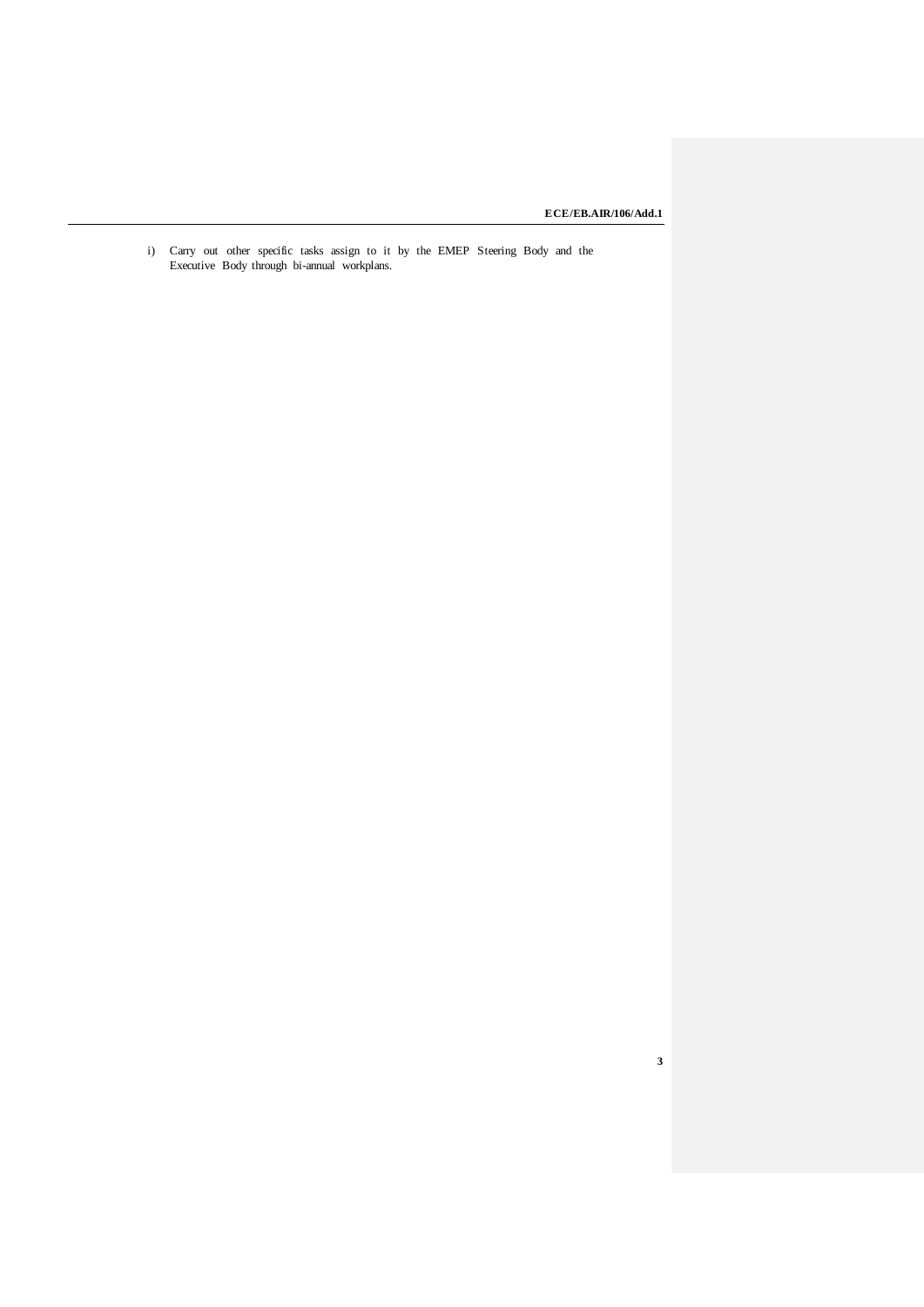i) Carry out other specific tasks assign to it by the EMEP Steering Body and the Executive Body through bi-annual workplans.